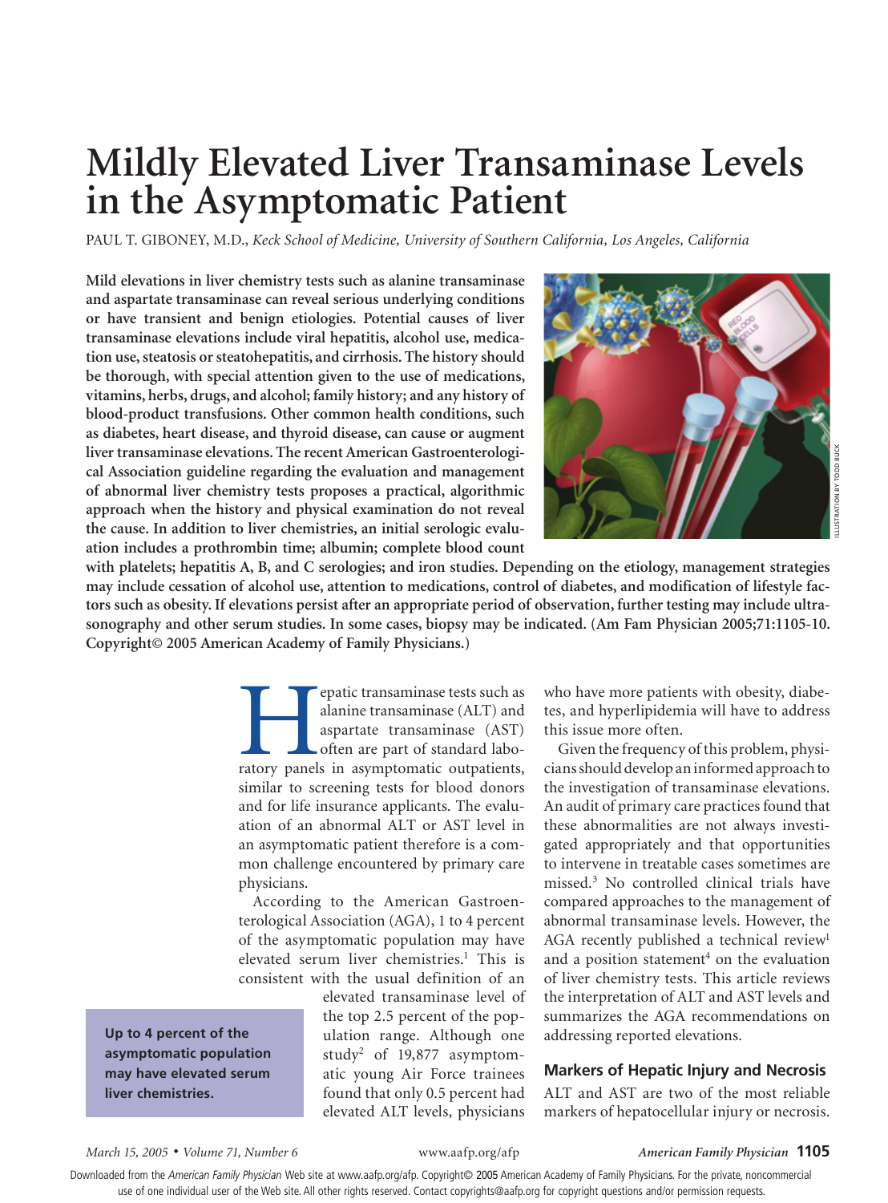# Mildly Elevated Liver Transaminase Levels in the Asymptomatic Patient

PAUL T. GIBONEY, M.D., *Keck School of Medicine, University of Southern California, Los Angeles, California*

**Mild elevations in liver chemistry tests such as alanine transaminase and aspartate transaminase can reveal serious underlying conditions or have transient and benign etiologies. Potential causes of liver transaminase elevations include viral hepatitis, alcohol use, medication use, steatosis or steatohepatitis, and cirrhosis. The history should be thorough, with special attention given to the use of medications, vitamins, herbs, drugs, and alcohol; family history; and any history of blood-product transfusions. Other common health conditions, such as diabetes, heart disease, and thyroid disease, can cause or augment liver transaminase elevations. The recent American Gastroenterological Association guideline regarding the evaluation and management of abnormal liver chemistry tests proposes a practical, algorithmic approach when the history and physical examination do not reveal the cause. In addition to liver chemistries, an initial serologic evaluation includes a prothrombin time; albumin; complete blood count with platelets; hepatitis A, B, and C serologies; and iron studies. Depending on the etiology, management strategies may include cessation of alcohol use, attention to medications, control of diabetes, and modification of lifestyle factors such as obesity. If elevations persist after an appropriate period of observation, further testing may include ultrasonography and other serum studies. In some cases, biopsy may be indicated. (Am Fam Physician 2005;71:1105-10. Copyright© 2005 American Academy of Family Physicians.)**

ILLUSTRATION BY TODD BUCK

Hepatic transaminase tests such as alanine transaminase (ALT) and aspartate transaminase (AST) often are part of standard laboratory panels in asymptomatic outpatients, similar to screening tests for blood donors and for life insurance applicants. The evaluation of an abnormal ALT or AST level in an asymptomatic patient therefore is a common challenge encountered by primary care physicians.

According to the American Gastroenterological Association (AGA), 1 to 4 percent of the asymptomatic population may have elevated serum liver chemistries.[1] This is consistent with the usual definition of an elevated transaminase level of the top 2.5 percent of the population range. Although one study[2] of 19,877 asymptomatic young Air Force trainees found that only 0.5 percent had elevated ALT levels, physicians who have more patients with obesity, diabetes, and hyperlipidemia will have to address this issue more often.

**Up to 4 percent of the asymptomatic population may have elevated serum liver chemistries.**

Given the frequency of this problem, physicians should develop an informed approach to the investigation of transaminase elevations. An audit of primary care practices found that these abnormalities are not always investigated appropriately and that opportunities to intervene in treatable cases sometimes are missed.[3] No controlled clinical trials have compared approaches to the management of abnormal transaminase levels. However, the AGA recently published a technical review[1] and a position statement[4] on the evaluation of liver chemistry tests. This article reviews the interpretation of ALT and AST levels and summarizes the AGA recommendations on addressing reported elevations.

## Markers of Hepatic Injury and Necrosis

ALT and AST are two of the most reliable markers of hepatocellular injury or necrosis.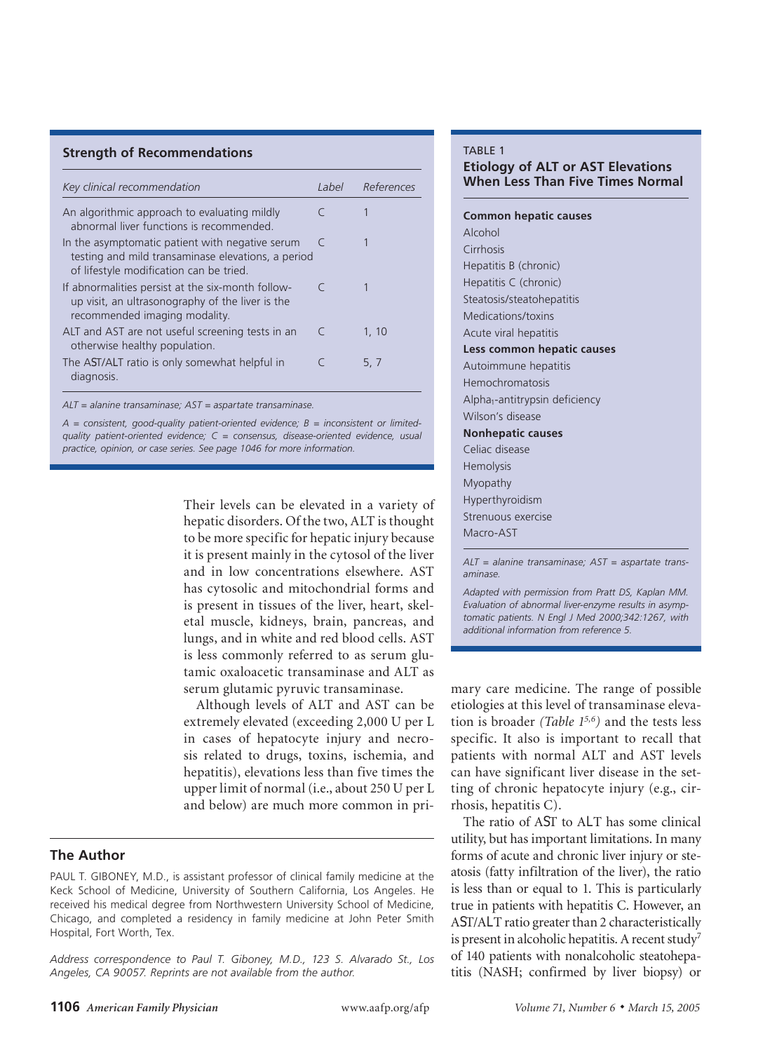## Strength of Recommendations

| Key clinical recommendation | Label | References |
|---|---|---|
| An algorithmic approach to evaluating mildly abnormal liver functions is recommended. | C | 1 |
| In the asymptomatic patient with negative serum testing and mild transaminase elevations, a period of lifestyle modification can be tried. | C | 1 |
| If abnormalities persist at the six-month follow-up visit, an ultrasonography of the liver is the recommended imaging modality. | C | 1 |
| ALT and AST are not useful screening tests in an otherwise healthy population. | C | 1, 10 |
| The AST/ALT ratio is only somewhat helpful in diagnosis. | C | 5, 7 |

*ALT = alanine transaminase; AST = aspartate transaminase.*

*A = consistent, good-quality patient-oriented evidence; B = inconsistent or limited-quality patient-oriented evidence; C = consensus, disease-oriented evidence, usual practice, opinion, or case series. See page 1046 for more information.*

Their levels can be elevated in a variety of hepatic disorders. Of the two, ALT is thought to be more specific for hepatic injury because it is present mainly in the cytosol of the liver and in low concentrations elsewhere. AST has cytosolic and mitochondrial forms and is present in tissues of the liver, heart, skeletal muscle, kidneys, brain, pancreas, and lungs, and in white and red blood cells. AST is less commonly referred to as serum glutamic oxaloacetic transaminase and ALT as serum glutamic pyruvic transaminase.

Although levels of ALT and AST can be extremely elevated (exceeding 2,000 U per L in cases of hepatocyte injury and necrosis related to drugs, toxins, ischemia, and hepatitis), elevations less than five times the upper limit of normal (i.e., about 250 U per L and below) are much more common in primary care medicine. The range of possible etiologies at this level of transaminase elevation is broader *(Table 1[5,6])* and the tests less specific. It also is important to recall that patients with normal ALT and AST levels can have significant liver disease in the setting of chronic hepatocyte injury (e.g., cirrhosis, hepatitis C).

The ratio of AST to ALT has some clinical utility, but has important limitations. In many forms of acute and chronic liver injury or steatosis (fatty infiltration of the liver), the ratio is less than or equal to 1. This is particularly true in patients with hepatitis C. However, an AST/ALT ratio greater than 2 characteristically is present in alcoholic hepatitis. A recent study[7] of 140 patients with nonalcoholic steatohepatitis (NASH; confirmed by liver biopsy) or

**TABLE 1**
**Etiology of ALT or AST Elevations When Less Than Five Times Normal**

**Common hepatic causes**
- Alcohol
- Cirrhosis
- Hepatitis B (chronic)
- Hepatitis C (chronic)
- Steatosis/steatohepatitis
- Medications/toxins
- Acute viral hepatitis

**Less common hepatic causes**
- Autoimmune hepatitis
- Hemochromatosis
- Alpha$_1$-antitrypsin deficiency
- Wilson's disease

**Nonhepatic causes**
- Celiac disease
- Hemolysis
- Myopathy
- Hyperthyroidism
- Strenuous exercise
- Macro-AST

*ALT = alanine transaminase; AST = aspartate transaminase.*

*Adapted with permission from Pratt DS, Kaplan MM. Evaluation of abnormal liver-enzyme results in asymptomatic patients. N Engl J Med 2000;342:1267, with additional information from reference 5.*

## The Author

PAUL T. GIBONEY, M.D., is assistant professor of clinical family medicine at the Keck School of Medicine, University of Southern California, Los Angeles. He received his medical degree from Northwestern University School of Medicine, Chicago, and completed a residency in family medicine at John Peter Smith Hospital, Fort Worth, Tex.

*Address correspondence to Paul T. Giboney, M.D., 123 S. Alvarado St., Los Angeles, CA 90057. Reprints are not available from the author.*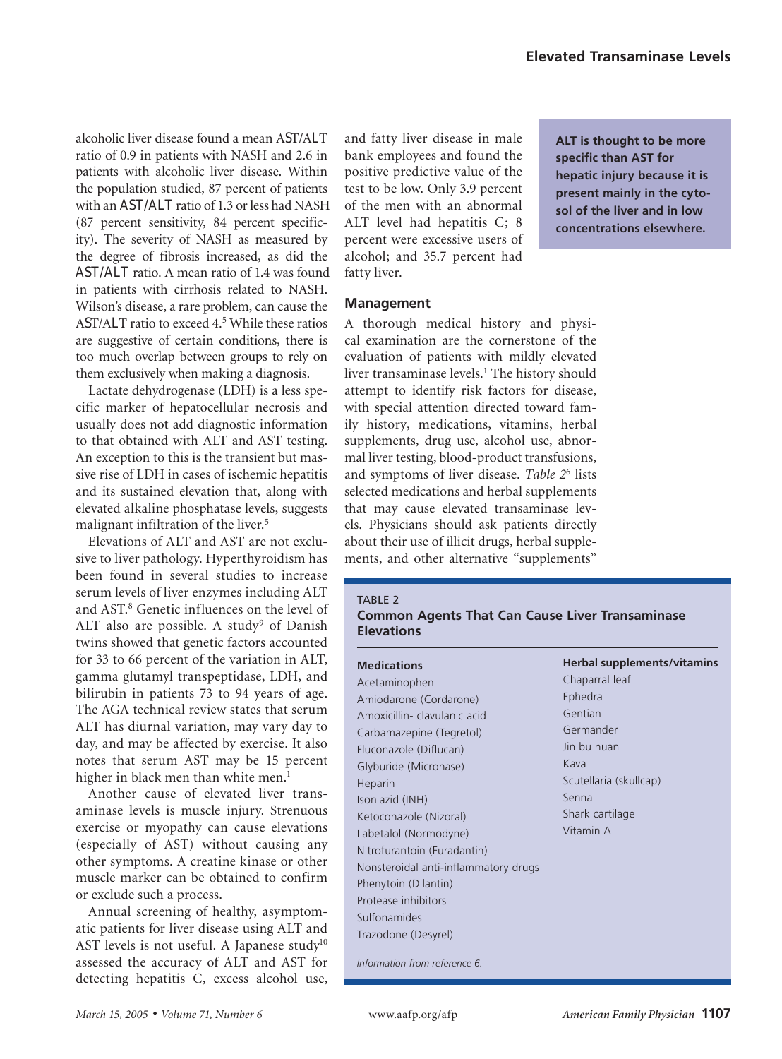alcoholic liver disease found a mean AST/ALT ratio of 0.9 in patients with NASH and 2.6 in patients with alcoholic liver disease. Within the population studied, 87 percent of patients with an AST/ALT ratio of 1.3 or less had NASH (87 percent sensitivity, 84 percent specificity). The severity of NASH as measured by the degree of fibrosis increased, as did the AST/ALT ratio. A mean ratio of 1.4 was found in patients with cirrhosis related to NASH. Wilson's disease, a rare problem, can cause the AST/ALT ratio to exceed 4.[5] While these ratios are suggestive of certain conditions, there is too much overlap between groups to rely on them exclusively when making a diagnosis.

Lactate dehydrogenase (LDH) is a less specific marker of hepatocellular necrosis and usually does not add diagnostic information to that obtained with ALT and AST testing. An exception to this is the transient but massive rise of LDH in cases of ischemic hepatitis and its sustained elevation that, along with elevated alkaline phosphatase levels, suggests malignant infiltration of the liver.[5]

Elevations of ALT and AST are not exclusive to liver pathology. Hyperthyroidism has been found in several studies to increase serum levels of liver enzymes including ALT and AST.[8] Genetic influences on the level of ALT also are possible. A study[9] of Danish twins showed that genetic factors accounted for 33 to 66 percent of the variation in ALT, gamma glutamyl transpeptidase, LDH, and bilirubin in patients 73 to 94 years of age. The AGA technical review states that serum ALT has diurnal variation, may vary day to day, and may be affected by exercise. It also notes that serum AST may be 15 percent higher in black men than white men.[1]

Another cause of elevated liver transaminase levels is muscle injury. Strenuous exercise or myopathy can cause elevations (especially of AST) without causing any other symptoms. A creatine kinase or other muscle marker can be obtained to confirm or exclude such a process.

Annual screening of healthy, asymptomatic patients for liver disease using ALT and AST levels is not useful. A Japanese study[10] assessed the accuracy of ALT and AST for detecting hepatitis C, excess alcohol use, and fatty liver disease in male bank employees and found the positive predictive value of the test to be low. Only 3.9 percent of the men with an abnormal ALT level had hepatitis C; 8 percent were excessive users of alcohol; and 35.7 percent had fatty liver.

**ALT is thought to be more specific than AST for hepatic injury because it is present mainly in the cytosol of the liver and in low concentrations elsewhere.**

## Management

A thorough medical history and physical examination are the cornerstone of the evaluation of patients with mildly elevated liver transaminase levels.[1] The history should attempt to identify risk factors for disease, with special attention directed toward family history, medications, vitamins, herbal supplements, drug use, alcohol use, abnormal liver testing, blood-product transfusions, and symptoms of liver disease. *Table 2*[6] lists selected medications and herbal supplements that may cause elevated transaminase levels. Physicians should ask patients directly about their use of illicit drugs, herbal supplements, and other alternative "supplements"

TABLE 2
**Common Agents That Can Cause Liver Transaminase Elevations**

| Medications | Herbal supplements/vitamins |
|---|---|
| Acetaminophen | Chaparral leaf |
| Amiodarone (Cordarone) | Ephedra |
| Amoxicillin- clavulanic acid | Gentian |
| Carbamazepine (Tegretol) | Germander |
| Fluconazole (Diflucan) | Jin bu huan |
| Glyburide (Micronase) | Kava |
| Heparin | Scutellaria (skullcap) |
| Isoniazid (INH) | Senna |
| Ketoconazole (Nizoral) | Shark cartilage |
| Labetalol (Normodyne) | Vitamin A |
| Nitrofurantoin (Furadantin) | |
| Nonsteroidal anti-inflammatory drugs | |
| Phenytoin (Dilantin) | |
| Protease inhibitors | |
| Sulfonamides | |
| Trazodone (Desyrel) | |

*Information from reference 6.*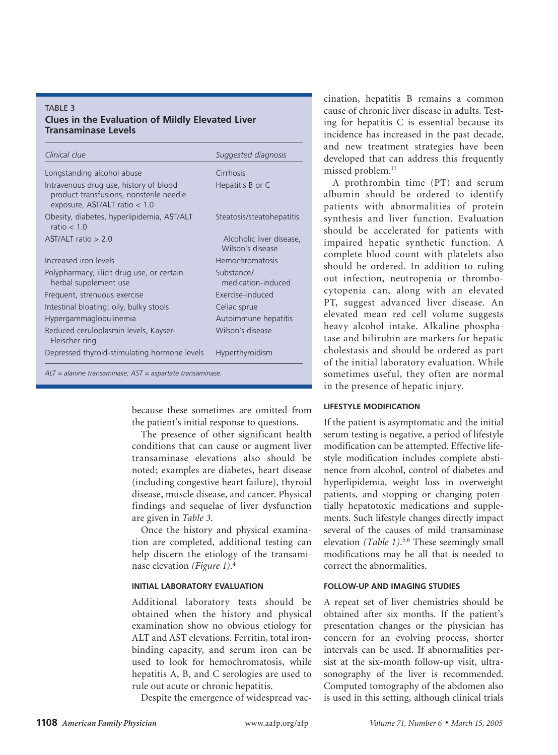**TABLE 3**
**Clues in the Evaluation of Mildly Elevated Liver Transaminase Levels**

| *Clinical clue* | *Suggested diagnosis* |
| --- | --- |
| Longstanding alcohol abuse | Cirrhosis |
| Intravenous drug use, history of blood product transfusions, nonsterile needle exposure, AST/ALT ratio < 1.0 | Hepatitis B or C |
| Obesity, diabetes, hyperlipidemia, AST/ALT ratio < 1.0 | Steatosis/steatohepatitis |
| AST/ALT ratio > 2.0 | Alcoholic liver disease, Wilson's disease |
| Increased iron levels | Hemochromatosis |
| Polypharmacy, illicit drug use, or certain herbal supplement use | Substance/ medication-induced |
| Frequent, strenuous exercise | Exercise-induced |
| Intestinal bloating; oily, bulky stools | Celiac sprue |
| Hypergammaglobulinemia | Autoimmune hepatitis |
| Reduced ceruloplasmin levels, Kayser-Fleischer ring | Wilson's disease |
| Depressed thyroid-stimulating hormone levels | Hyperthyroidism |

*ALT = alanine transaminase; AST = aspartate transaminase.*

because these sometimes are omitted from the patient's initial response to questions.

The presence of other significant health conditions that can cause or augment liver transaminase elevations also should be noted; examples are diabetes, heart disease (including congestive heart failure), thyroid disease, muscle disease, and cancer. Physical findings and sequelae of liver dysfunction are given in *Table 3*.

Once the history and physical examination are completed, additional testing can help discern the etiology of the transaminase elevation *(Figure 1)*.[4]

### INITIAL LABORATORY EVALUATION

Additional laboratory tests should be obtained when the history and physical examination show no obvious etiology for ALT and AST elevations. Ferritin, total iron-binding capacity, and serum iron can be used to look for hemochromatosis, while hepatitis A, B, and C serologies are used to rule out acute or chronic hepatitis.

Despite the emergence of widespread vaccination, hepatitis B remains a common cause of chronic liver disease in adults. Testing for hepatitis C is essential because its incidence has increased in the past decade, and new treatment strategies have been developed that can address this frequently missed problem.[11]

A prothrombin time (PT) and serum albumin should be ordered to identify patients with abnormalities of protein synthesis and liver function. Evaluation should be accelerated for patients with impaired hepatic synthetic function. A complete blood count with platelets also should be ordered. In addition to ruling out infection, neutropenia or thrombocytopenia can, along with an elevated PT, suggest advanced liver disease. An elevated mean red cell volume suggests heavy alcohol intake. Alkaline phosphatase and bilirubin are markers for hepatic cholestasis and should be ordered as part of the initial laboratory evaluation. While sometimes useful, they often are normal in the presence of hepatic injury.

### LIFESTYLE MODIFICATION

If the patient is asymptomatic and the initial serum testing is negative, a period of lifestyle modification can be attempted. Effective lifestyle modification includes complete abstinence from alcohol, control of diabetes and hyperlipidemia, weight loss in overweight patients, and stopping or changing potentially hepatotoxic medications and supplements. Such lifestyle changes directly impact several of the causes of mild transaminase elevation *(Table 1)*.[5,6] These seemingly small modifications may be all that is needed to correct the abnormalities.

### FOLLOW-UP AND IMAGING STUDIES

A repeat set of liver chemistries should be obtained after six months. If the patient's presentation changes or the physician has concern for an evolving process, shorter intervals can be used. If abnormalities persist at the six-month follow-up visit, ultrasonography of the liver is recommended. Computed tomography of the abdomen also is used in this setting, although clinical trials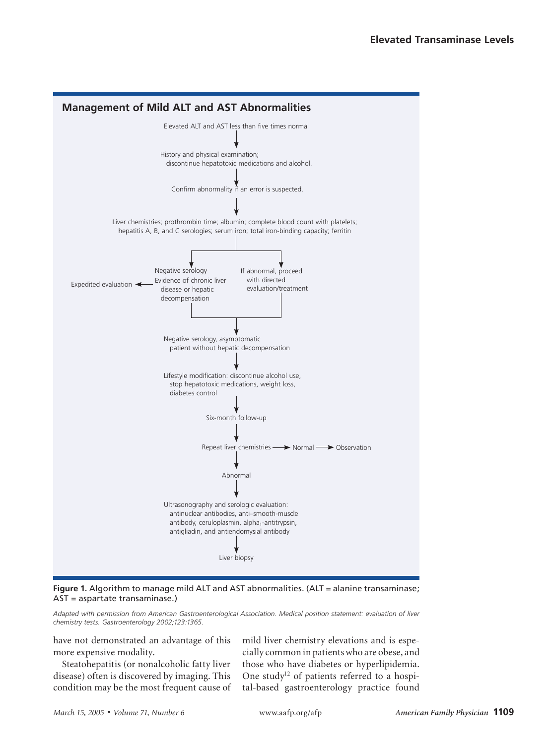## Management of Mild ALT and AST Abnormalities

Elevated ALT and AST less than five times normal

↓

History and physical examination; discontinue hepatotoxic medications and alcohol.

↓

Confirm abnormality if an error is suspected.

↓

Liver chemistries; prothrombin time; albumin; complete blood count with platelets; hepatitis A, B, and C serologies; serum iron; total iron-binding capacity; ferritin

↓

- Negative serology; Evidence of chronic liver disease or hepatic decompensation → Expedited evaluation
- If abnormal, proceed with directed evaluation/treatment

↓

Negative serology, asymptomatic patient without hepatic decompensation

↓

Lifestyle modification: discontinue alcohol use, stop hepatotoxic medications, weight loss, diabetes control

↓

Six-month follow-up

↓

Repeat liver chemistries → Normal → Observation

↓

Abnormal

↓

Ultrasonography and serologic evaluation: antinuclear antibodies, anti–smooth-muscle antibody, ceruloplasmin, $alpha_1$-antitrypsin, antigliadin, and antiendomysial antibody

↓

Liver biopsy

**Figure 1.** Algorithm to manage mild ALT and AST abnormalities. (ALT = alanine transaminase; AST = aspartate transaminase.)

*Adapted with permission from American Gastroenterological Association. Medical position statement: evaluation of liver chemistry tests. Gastroenterology 2002;123:1365.*

have not demonstrated an advantage of this more expensive modality.

Steatohepatitis (or nonalcoholic fatty liver disease) often is discovered by imaging. This condition may be the most frequent cause of mild liver chemistry elevations and is especially common in patients who are obese, and those who have diabetes or hyperlipidemia. One study[12] of patients referred to a hospital-based gastroenterology practice found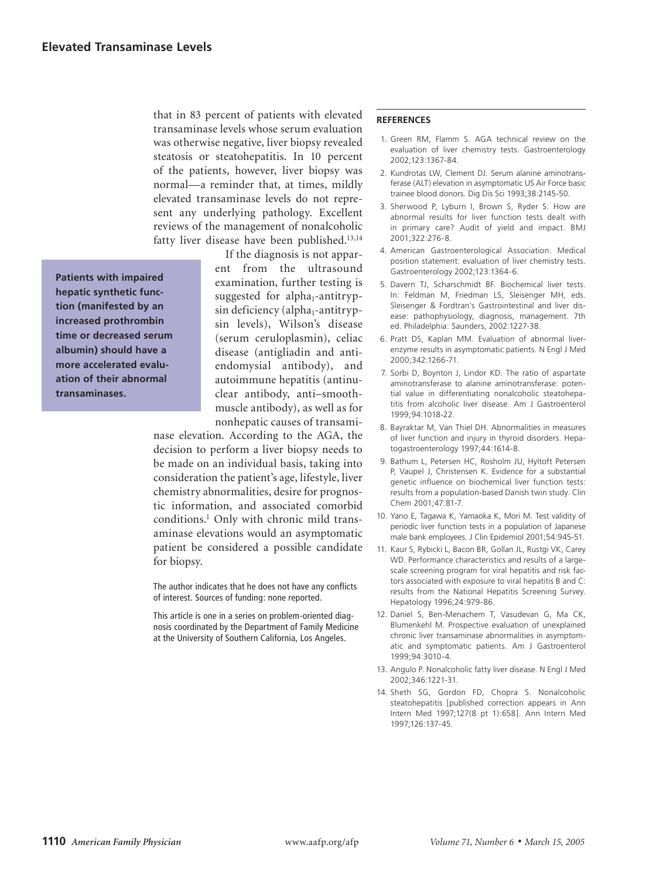that in 83 percent of patients with elevated transaminase levels whose serum evaluation was otherwise negative, liver biopsy revealed steatosis or steatohepatitis. In 10 percent of the patients, however, liver biopsy was normal—a reminder that, at times, mildly elevated transaminase levels do not represent any underlying pathology. Excellent reviews of the management of nonalcoholic fatty liver disease have been published.[13,14]

**Patients with impaired hepatic synthetic function (manifested by an increased prothrombin time or decreased serum albumin) should have a more accelerated evaluation of their abnormal transaminases.**

If the diagnosis is not apparent from the ultrasound examination, further testing is suggested for alpha$_1$-antitrypsin deficiency (alpha$_1$-antitrypsin levels), Wilson's disease (serum ceruloplasmin), celiac disease (antigliadin and antiendomysial antibody), and autoimmune hepatitis (antinuclear antibody, anti–smooth-muscle antibody), as well as for nonhepatic causes of transaminase elevation. According to the AGA, the decision to perform a liver biopsy needs to be made on an individual basis, taking into consideration the patient's age, lifestyle, liver chemistry abnormalities, desire for prognostic information, and associated comorbid conditions.[1] Only with chronic mild transaminase elevations would an asymptomatic patient be considered a possible candidate for biopsy.

The author indicates that he does not have any conflicts of interest. Sources of funding: none reported.

This article is one in a series on problem-oriented diagnosis coordinated by the Department of Family Medicine at the University of Southern California, Los Angeles.

## REFERENCES

1. Green RM, Flamm S. AGA technical review on the evaluation of liver chemistry tests. Gastroenterology 2002;123:1367-84.
2. Kundrotas LW, Clement DJ. Serum alanine aminotransferase (ALT) elevation in asymptomatic US Air Force basic trainee blood donors. Dig Dis Sci 1993;38:2145-50.
3. Sherwood P, Lyburn I, Brown S, Ryder S. How are abnormal results for liver function tests dealt with in primary care? Audit of yield and impact. BMJ 2001;322:276-8.
4. American Gastroenterological Association. Medical position statement: evaluation of liver chemistry tests. Gastroenterology 2002;123:1364-6.
5. Davern TJ, Scharschmidt BF. Biochemical liver tests. In: Feldman M, Friedman LS, Sleisenger MH, eds. Sleisenger & Fordtran's Gastrointestinal and liver disease: pathophysiology, diagnosis, management. 7th ed. Philadelphia: Saunders, 2002:1227-38.
6. Pratt DS, Kaplan MM. Evaluation of abnormal liver-enzyme results in asymptomatic patients. N Engl J Med 2000;342:1266-71.
7. Sorbi D, Boynton J, Lindor KD. The ratio of aspartate aminotransferase to alanine aminotransferase: potential value in differentiating nonalcoholic steatohepatitis from alcoholic liver disease. Am J Gastroenterol 1999;94:1018-22.
8. Bayraktar M, Van Thiel DH. Abnormalities in measures of liver function and injury in thyroid disorders. Hepatogastroenterology 1997;44:1614-8.
9. Bathum L, Petersen HC, Rosholm JU, Hyltoft Petersen P, Vaupel J, Christensen K. Evidence for a substantial genetic influence on biochemical liver function tests: results from a population-based Danish twin study. Clin Chem 2001;47:81-7.
10. Yano E, Tagawa K, Yamaoka K, Mori M. Test validity of periodic liver function tests in a population of Japanese male bank employees. J Clin Epidemiol 2001;54:945-51.
11. Kaur S, Rybicki L, Bacon BR, Gollan JL, Rustgi VK, Carey WD. Performance characteristics and results of a large-scale screening program for viral hepatitis and risk factors associated with exposure to viral hepatitis B and C: results from the National Hepatitis Screening Survey. Hepatology 1996;24:979-86.
12. Daniel S, Ben-Menachem T, Vasudevan G, Ma CK, Blumenkehl M. Prospective evaluation of unexplained chronic liver transaminase abnormalities in asymptomatic and symptomatic patients. Am J Gastroenterol 1999;94:3010-4.
13. Angulo P. Nonalcoholic fatty liver disease. N Engl J Med 2002;346:1221-31.
14. Sheth SG, Gordon FD, Chopra S. Nonalcoholic steatohepatitis [published correction appears in Ann Intern Med 1997;127(8 pt 1):658]. Ann Intern Med 1997;126:137-45.